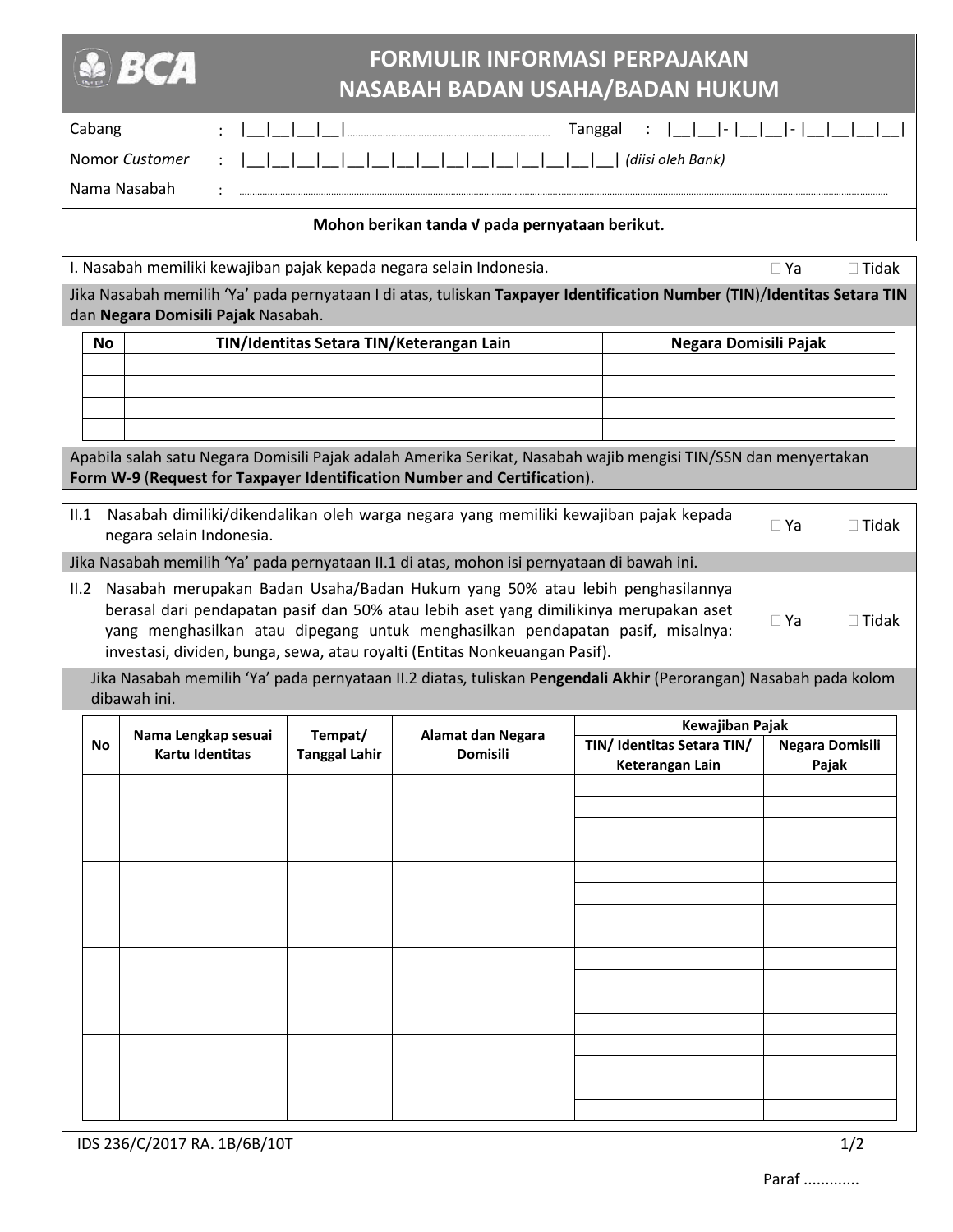BCA

# FORMULIR INFORMASI PERPAJAKAN
# NASABAH BADAN USAHA/BADAN HUKUM

Cabang : |__|__|__|__|........................................ Tanggal : |__|__|- |__|__|- |__|__|__|__|

Nomor *Customer* : |__|__|__|__|__|__|__|__|__|__|__|__|__|__|__|__| *(diisi oleh Bank)*

Nama Nasabah : ..........................................................................................................

**Mohon berikan tanda √ pada pernyataan berikut.**

I. Nasabah memiliki kewajiban pajak kepada negara selain Indonesia. ☐ Ya ☐ Tidak

Jika Nasabah memilih 'Ya' pada pernyataan I di atas, tuliskan **Taxpayer Identification Number** (**TIN**)/**Identitas Setara TIN** dan **Negara Domisili Pajak** Nasabah.

| No | TIN/Identitas Setara TIN/Keterangan Lain | Negara Domisili Pajak |
|---|---|---|
| | | |
| | | |
| | | |
| | | |

Apabila salah satu Negara Domisili Pajak adalah Amerika Serikat, Nasabah wajib mengisi TIN/SSN dan menyertakan **Form W-9** (**Request for Taxpayer Identification Number and Certification**).

II.1 Nasabah dimiliki/dikendalikan oleh warga negara yang memiliki kewajiban pajak kepada negara selain Indonesia. ☐ Ya ☐ Tidak

Jika Nasabah memilih 'Ya' pada pernyataan II.1 di atas, mohon isi pernyataan di bawah ini.

II.2 Nasabah merupakan Badan Usaha/Badan Hukum yang 50% atau lebih penghasilannya berasal dari pendapatan pasif dan 50% atau lebih aset yang dimilikinya merupakan aset yang menghasilkan atau dipegang untuk menghasilkan pendapatan pasif, misalnya: investasi, dividen, bunga, sewa, atau royalti (Entitas Nonkeuangan Pasif). ☐ Ya ☐ Tidak

Jika Nasabah memilih 'Ya' pada pernyataan II.2 diatas, tuliskan **Pengendali Akhir** (Perorangan) Nasabah pada kolom dibawah ini.

| No | Nama Lengkap sesuai Kartu Identitas | Tempat/ Tanggal Lahir | Alamat dan Negara Domisili | Kewajiban Pajak | |
|---|---|---|---|---|---|
| | | | | TIN/ Identitas Setara TIN/ Keterangan Lain | Negara Domisili Pajak |
| | | | | | |
| | | | | | |
| | | | | | |
| | | | | | |
| | | | | | |
| | | | | | |
| | | | | | |
| | | | | | |
| | | | | | |
| | | | | | |
| | | | | | |
| | | | | | |
| | | | | | |
| | | | | | |
| | | | | | |
| | | | | | |

IDS 236/C/2017 RA. 1B/6B/10T

Paraf .............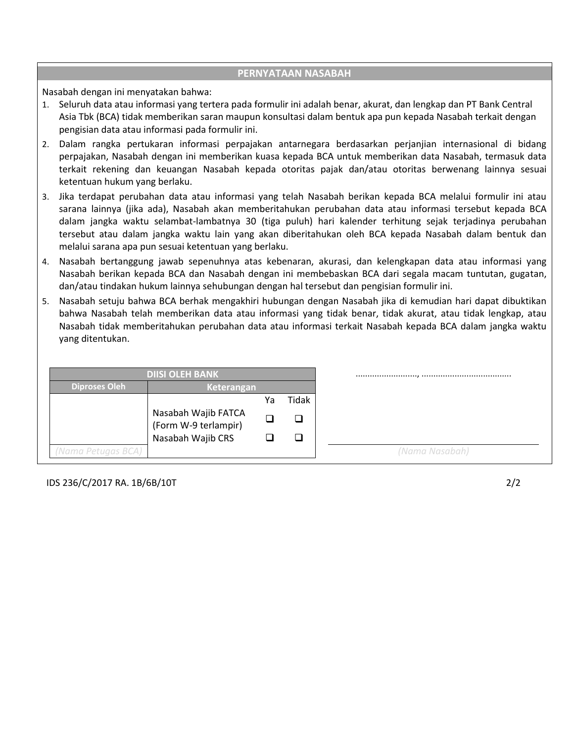## PERNYATAAN NASABAH

Nasabah dengan ini menyatakan bahwa:

1. Seluruh data atau informasi yang tertera pada formulir ini adalah benar, akurat, dan lengkap dan PT Bank Central Asia Tbk (BCA) tidak memberikan saran maupun konsultasi dalam bentuk apa pun kepada Nasabah terkait dengan pengisian data atau informasi pada formulir ini.
2. Dalam rangka pertukaran informasi perpajakan antarnegara berdasarkan perjanjian internasional di bidang perpajakan, Nasabah dengan ini memberikan kuasa kepada BCA untuk memberikan data Nasabah, termasuk data terkait rekening dan keuangan Nasabah kepada otoritas pajak dan/atau otoritas berwenang lainnya sesuai ketentuan hukum yang berlaku.
3. Jika terdapat perubahan data atau informasi yang telah Nasabah berikan kepada BCA melalui formulir ini atau sarana lainnya (jika ada), Nasabah akan memberitahukan perubahan data atau informasi tersebut kepada BCA dalam jangka waktu selambat-lambatnya 30 (tiga puluh) hari kalender terhitung sejak terjadinya perubahan tersebut atau dalam jangka waktu lain yang akan diberitahukan oleh BCA kepada Nasabah dalam bentuk dan melalui sarana apa pun sesuai ketentuan yang berlaku.
4. Nasabah bertanggung jawab sepenuhnya atas kebenaran, akurasi, dan kelengkapan data atau informasi yang Nasabah berikan kepada BCA dan Nasabah dengan ini membebaskan BCA dari segala macam tuntutan, gugatan, dan/atau tindakan hukum lainnya sehubungan dengan hal tersebut dan pengisian formulir ini.
5. Nasabah setuju bahwa BCA berhak mengakhiri hubungan dengan Nasabah jika di kemudian hari dapat dibuktikan bahwa Nasabah telah memberikan data atau informasi yang tidak benar, tidak akurat, atau tidak lengkap, atau Nasabah tidak memberitahukan perubahan data atau informasi terkait Nasabah kepada BCA dalam jangka waktu yang ditentukan.

| DIISI OLEH BANK | | | |
|---|---|---|---|
| **Diproses Oleh** | **Keterangan** | | |
| | | Ya | Tidak |
| | Nasabah Wajib FATCA (Form W-9 terlampir) | ❑ | ❑ |
| | Nasabah Wajib CRS | ❑ | ❑ |
| *(Nama Petugas BCA)* | | | |

.........................., .....................................

*(Nama Nasabah)*

IDS 236/C/2017 RA. 1B/6B/10T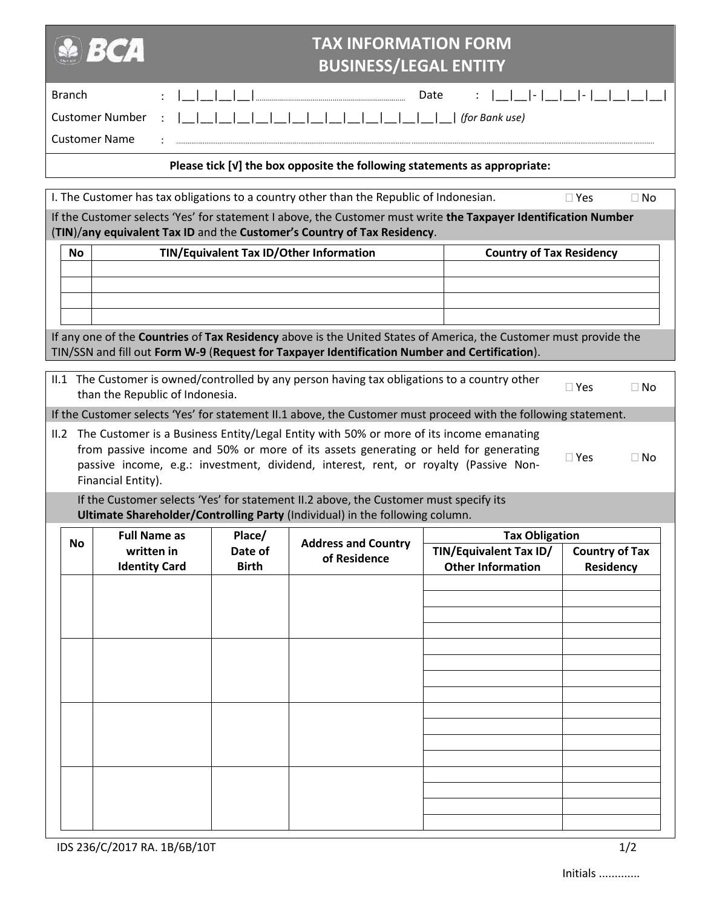# TAX INFORMATION FORM
# BUSINESS/LEGAL ENTITY

Branch : |__|__|__|__|........................................ Date : |__|__|- |__|__|- |__|__|__|__|

Customer Number : |__|__|__|__|__|__|__|__|__|__|__|__|__|__|__| *(for Bank use)*

Customer Name : ........................................................................................................................................

**Please tick [√] the box opposite the following statements as appropriate:**

I. The Customer has tax obligations to a country other than the Republic of Indonesian. ☐ Yes ☐ No

If the Customer selects 'Yes' for statement I above, the Customer must write **the Taxpayer Identification Number** (**TIN**)/**any equivalent Tax ID** and the **Customer's Country of Tax Residency**.

| No | TIN/Equivalent Tax ID/Other Information | Country of Tax Residency |
|---|---|---|
| | | |
| | | |
| | | |
| | | |

If any one of the **Countries** of **Tax Residency** above is the United States of America, the Customer must provide the TIN/SSN and fill out **Form W-9** (**Request for Taxpayer Identification Number and Certification**).

II.1 The Customer is owned/controlled by any person having tax obligations to a country other than the Republic of Indonesia. ☐ Yes ☐ No

If the Customer selects 'Yes' for statement II.1 above, the Customer must proceed with the following statement.

II.2 The Customer is a Business Entity/Legal Entity with 50% or more of its income emanating from passive income and 50% or more of its assets generating or held for generating passive income, e.g.: investment, dividend, interest, rent, or royalty (Passive Non-Financial Entity). ☐ Yes ☐ No

If the Customer selects 'Yes' for statement II.2 above, the Customer must specify its **Ultimate Shareholder/Controlling Party** (Individual) in the following column.

| No | Full Name as written in Identity Card | Place/ Date of Birth | Address and Country of Residence | Tax Obligation | |
|---|---|---|---|---|---|
| | | | | TIN/Equivalent Tax ID/ Other Information | Country of Tax Residency |
| | | | | | |
| | | | | | |
| | | | | | |
| | | | | | |
| | | | | | |
| | | | | | |
| | | | | | |
| | | | | | |
| | | | | | |
| | | | | | |
| | | | | | |
| | | | | | |
| | | | | | |
| | | | | | |
| | | | | | |
| | | | | | |

IDS 236/C/2017 RA. 1B/6B/10T

Initials .............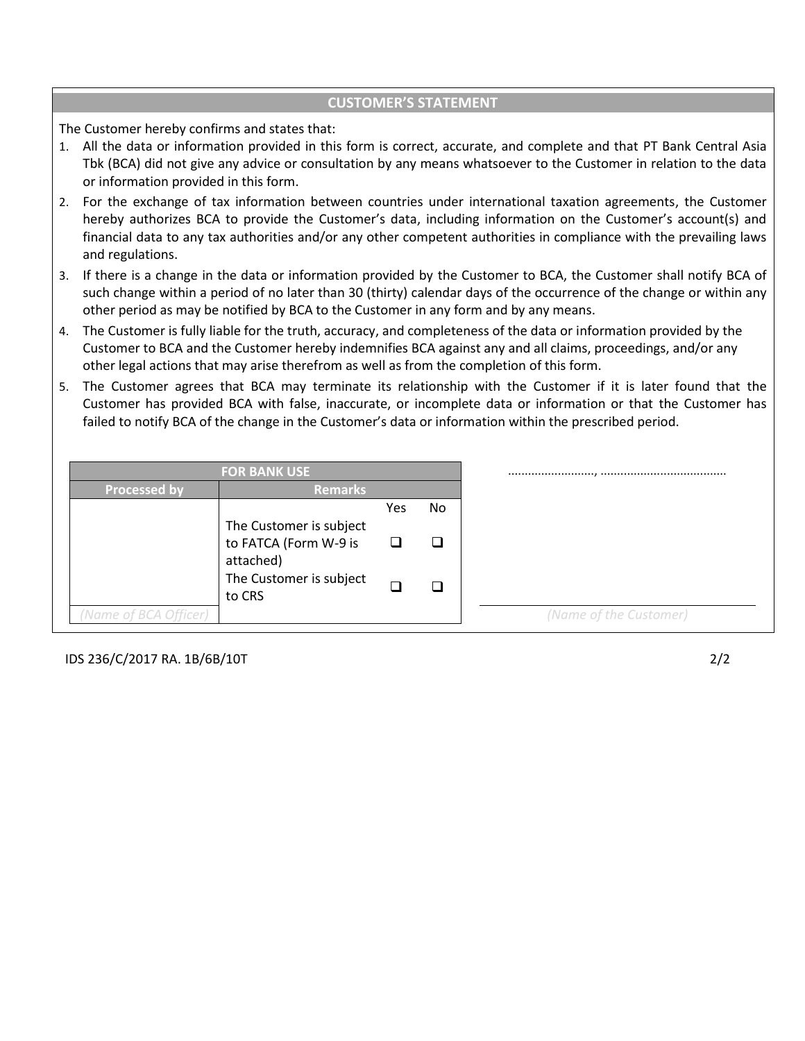## CUSTOMER'S STATEMENT

The Customer hereby confirms and states that:

1. All the data or information provided in this form is correct, accurate, and complete and that PT Bank Central Asia Tbk (BCA) did not give any advice or consultation by any means whatsoever to the Customer in relation to the data or information provided in this form.
2. For the exchange of tax information between countries under international taxation agreements, the Customer hereby authorizes BCA to provide the Customer's data, including information on the Customer's account(s) and financial data to any tax authorities and/or any other competent authorities in compliance with the prevailing laws and regulations.
3. If there is a change in the data or information provided by the Customer to BCA, the Customer shall notify BCA of such change within a period of no later than 30 (thirty) calendar days of the occurrence of the change or within any other period as may be notified by BCA to the Customer in any form and by any means.
4. The Customer is fully liable for the truth, accuracy, and completeness of the data or information provided by the Customer to BCA and the Customer hereby indemnifies BCA against any and all claims, proceedings, and/or any other legal actions that may arise therefrom as well as from the completion of this form.
5. The Customer agrees that BCA may terminate its relationship with the Customer if it is later found that the Customer has provided BCA with false, inaccurate, or incomplete data or information or that the Customer has failed to notify BCA of the change in the Customer's data or information within the prescribed period.

| FOR BANK USE | | | |
|---|---|---|---|
| **Processed by** | **Remarks** | | |
| | | Yes | No |
| | The Customer is subject to FATCA (Form W-9 is attached) | ❑ | ❑ |
| | The Customer is subject to CRS | ❑ | ❑ |
| *(Name of BCA Officer)* | | | |

.........................., .....................................

*(Name of the Customer)*

IDS 236/C/2017 RA. 1B/6B/10T